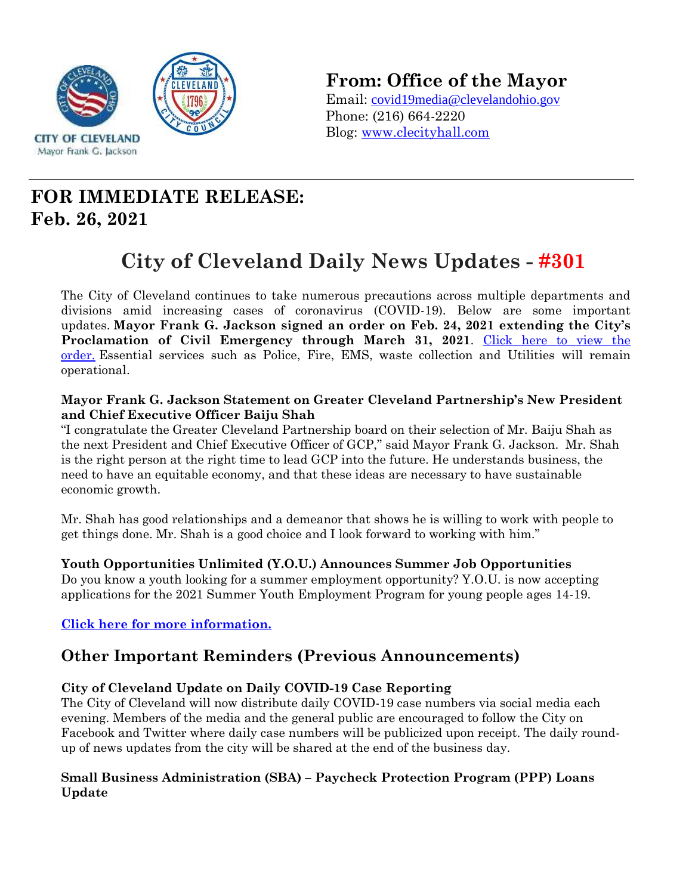CITY OF CLEVELAND
Mayor Frank G. Jackson

**From: Office of the Mayor**
Email: covid19media@clevelandohio.gov
Phone: (216) 664-2220
Blog: www.clecityhall.com

# FOR IMMEDIATE RELEASE:
# Feb. 26, 2021

# City of Cleveland Daily News Updates - #301

The City of Cleveland continues to take numerous precautions across multiple departments and divisions amid increasing cases of coronavirus (COVID-19). Below are some important updates. **Mayor Frank G. Jackson signed an order on Feb. 24, 2021 extending the City's Proclamation of Civil Emergency through March 31, 2021**. Click here to view the order. Essential services such as Police, Fire, EMS, waste collection and Utilities will remain operational.

**Mayor Frank G. Jackson Statement on Greater Cleveland Partnership's New President and Chief Executive Officer Baiju Shah**

"I congratulate the Greater Cleveland Partnership board on their selection of Mr. Baiju Shah as the next President and Chief Executive Officer of GCP," said Mayor Frank G. Jackson. Mr. Shah is the right person at the right time to lead GCP into the future. He understands business, the need to have an equitable economy, and that these ideas are necessary to have sustainable economic growth.

Mr. Shah has good relationships and a demeanor that shows he is willing to work with people to get things done. Mr. Shah is a good choice and I look forward to working with him."

**Youth Opportunities Unlimited (Y.O.U.) Announces Summer Job Opportunities**

Do you know a youth looking for a summer employment opportunity? Y.O.U. is now accepting applications for the 2021 Summer Youth Employment Program for young people ages 14-19.

**Click here for more information.**

## Other Important Reminders (Previous Announcements)

**City of Cleveland Update on Daily COVID-19 Case Reporting**

The City of Cleveland will now distribute daily COVID-19 case numbers via social media each evening. Members of the media and the general public are encouraged to follow the City on Facebook and Twitter where daily case numbers will be publicized upon receipt. The daily round-up of news updates from the city will be shared at the end of the business day.

**Small Business Administration (SBA) – Paycheck Protection Program (PPP) Loans Update**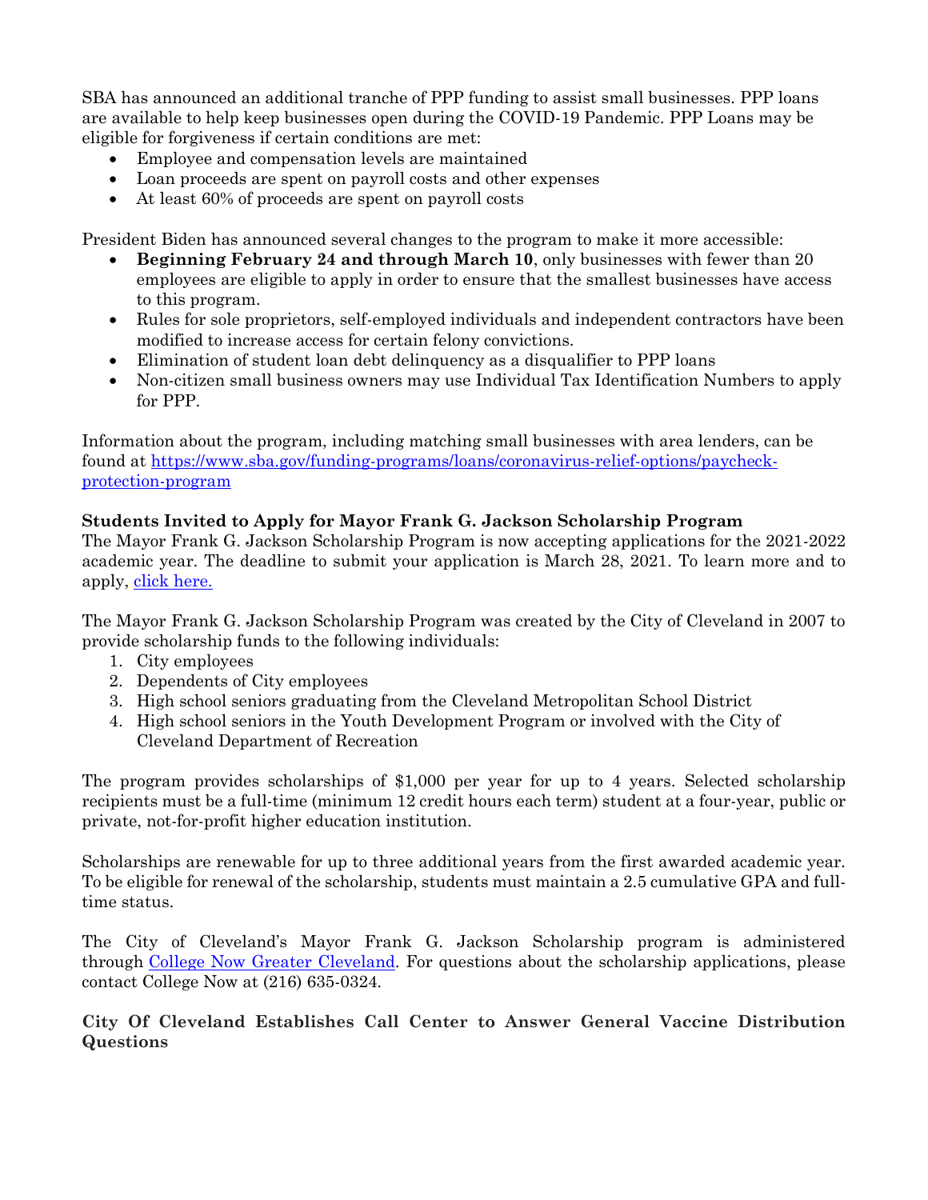SBA has announced an additional tranche of PPP funding to assist small businesses. PPP loans are available to help keep businesses open during the COVID-19 Pandemic. PPP Loans may be eligible for forgiveness if certain conditions are met:

- Employee and compensation levels are maintained
- Loan proceeds are spent on payroll costs and other expenses
- At least 60% of proceeds are spent on payroll costs

President Biden has announced several changes to the program to make it more accessible:

- **Beginning February 24 and through March 10**, only businesses with fewer than 20 employees are eligible to apply in order to ensure that the smallest businesses have access to this program.
- Rules for sole proprietors, self-employed individuals and independent contractors have been modified to increase access for certain felony convictions.
- Elimination of student loan debt delinquency as a disqualifier to PPP loans
- Non-citizen small business owners may use Individual Tax Identification Numbers to apply for PPP.

Information about the program, including matching small businesses with area lenders, can be found at [https://www.sba.gov/funding-programs/loans/coronavirus-relief-options/paycheck-protection-program](https://www.sba.gov/funding-programs/loans/coronavirus-relief-options/paycheck-protection-program)

**Students Invited to Apply for Mayor Frank G. Jackson Scholarship Program**

The Mayor Frank G. Jackson Scholarship Program is now accepting applications for the 2021-2022 academic year. The deadline to submit your application is March 28, 2021. To learn more and to apply, click here.

The Mayor Frank G. Jackson Scholarship Program was created by the City of Cleveland in 2007 to provide scholarship funds to the following individuals:

1. City employees
2. Dependents of City employees
3. High school seniors graduating from the Cleveland Metropolitan School District
4. High school seniors in the Youth Development Program or involved with the City of Cleveland Department of Recreation

The program provides scholarships of $1,000 per year for up to 4 years. Selected scholarship recipients must be a full-time (minimum 12 credit hours each term) student at a four-year, public or private, not-for-profit higher education institution.

Scholarships are renewable for up to three additional years from the first awarded academic year. To be eligible for renewal of the scholarship, students must maintain a 2.5 cumulative GPA and full-time status.

The City of Cleveland's Mayor Frank G. Jackson Scholarship program is administered through College Now Greater Cleveland. For questions about the scholarship applications, please contact College Now at (216) 635-0324.

**City Of Cleveland Establishes Call Center to Answer General Vaccine Distribution Questions**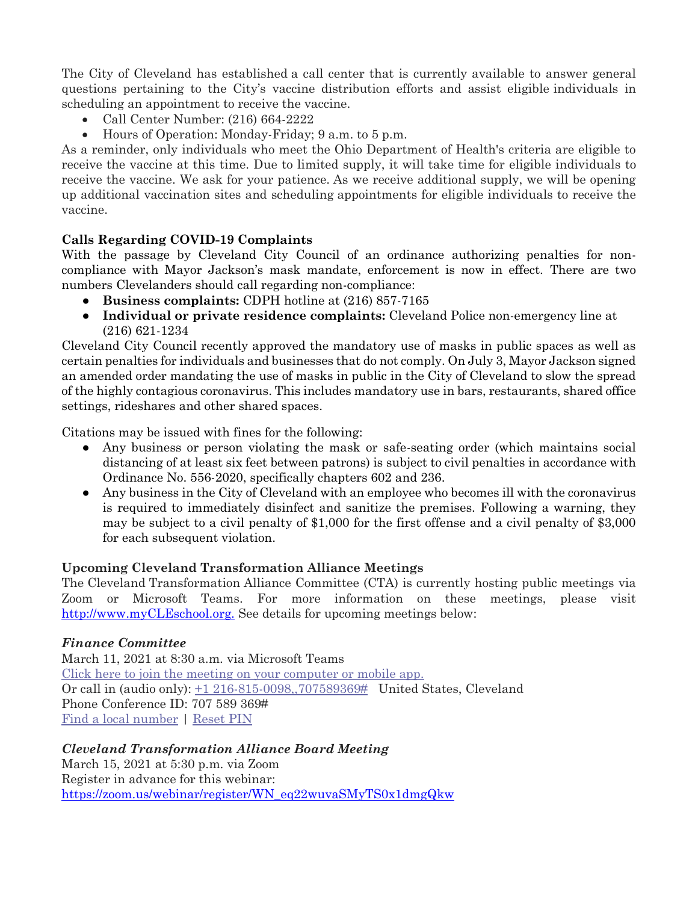The City of Cleveland has established a call center that is currently available to answer general questions pertaining to the City's vaccine distribution efforts and assist eligible individuals in scheduling an appointment to receive the vaccine.

- Call Center Number: (216) 664-2222
- Hours of Operation: Monday-Friday; 9 a.m. to 5 p.m.

As a reminder, only individuals who meet the Ohio Department of Health's criteria are eligible to receive the vaccine at this time. Due to limited supply, it will take time for eligible individuals to receive the vaccine. We ask for your patience. As we receive additional supply, we will be opening up additional vaccination sites and scheduling appointments for eligible individuals to receive the vaccine.

**Calls Regarding COVID-19 Complaints**

With the passage by Cleveland City Council of an ordinance authorizing penalties for non-compliance with Mayor Jackson's mask mandate, enforcement is now in effect. There are two numbers Clevelanders should call regarding non-compliance:

- **Business complaints:** CDPH hotline at (216) 857-7165
- **Individual or private residence complaints:** Cleveland Police non-emergency line at (216) 621-1234

Cleveland City Council recently approved the mandatory use of masks in public spaces as well as certain penalties for individuals and businesses that do not comply. On July 3, Mayor Jackson signed an amended order mandating the use of masks in public in the City of Cleveland to slow the spread of the highly contagious coronavirus. This includes mandatory use in bars, restaurants, shared office settings, rideshares and other shared spaces.

Citations may be issued with fines for the following:

- Any business or person violating the mask or safe-seating order (which maintains social distancing of at least six feet between patrons) is subject to civil penalties in accordance with Ordinance No. 556-2020, specifically chapters 602 and 236.
- Any business in the City of Cleveland with an employee who becomes ill with the coronavirus is required to immediately disinfect and sanitize the premises. Following a warning, they may be subject to a civil penalty of $1,000 for the first offense and a civil penalty of $3,000 for each subsequent violation.

**Upcoming Cleveland Transformation Alliance Meetings**

The Cleveland Transformation Alliance Committee (CTA) is currently hosting public meetings via Zoom or Microsoft Teams. For more information on these meetings, please visit [http://www.myCLEschool.org.](http://www.myCLEschool.org) See details for upcoming meetings below:

***Finance Committee***

March 11, 2021 at 8:30 a.m. via Microsoft Teams
Click here to join the meeting on your computer or mobile app.
Or call in (audio only): +1 216-815-0098,,707589369# United States, Cleveland
Phone Conference ID: 707 589 369#
Find a local number | Reset PIN

***Cleveland Transformation Alliance Board Meeting***

March 15, 2021 at 5:30 p.m. via Zoom
Register in advance for this webinar:
https://zoom.us/webinar/register/WN_eq22wuvaSMyTS0x1dmgQkw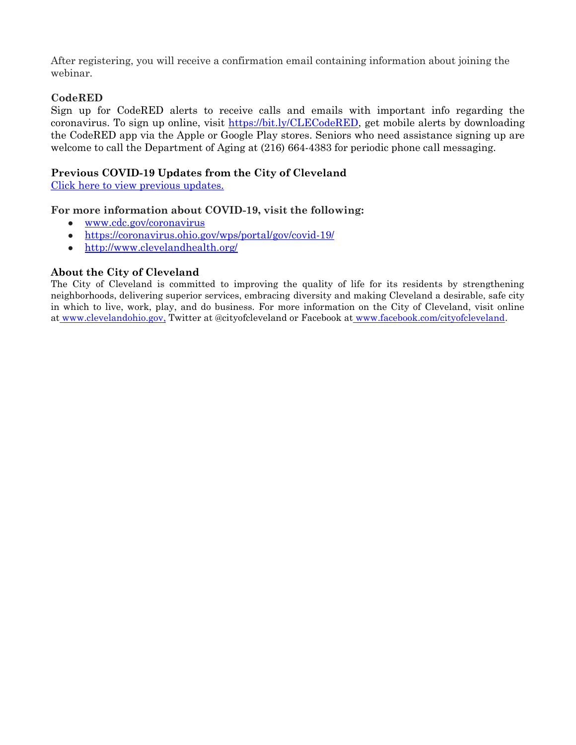After registering, you will receive a confirmation email containing information about joining the webinar.

**CodeRED**

Sign up for CodeRED alerts to receive calls and emails with important info regarding the coronavirus. To sign up online, visit https://bit.ly/CLECodeRED, get mobile alerts by downloading the CodeRED app via the Apple or Google Play stores. Seniors who need assistance signing up are welcome to call the Department of Aging at (216) 664-4383 for periodic phone call messaging.

**Previous COVID-19 Updates from the City of Cleveland**

Click here to view previous updates.

**For more information about COVID-19, visit the following:**

- www.cdc.gov/coronavirus
- https://coronavirus.ohio.gov/wps/portal/gov/covid-19/
- http://www.clevelandhealth.org/

**About the City of Cleveland**

The City of Cleveland is committed to improving the quality of life for its residents by strengthening neighborhoods, delivering superior services, embracing diversity and making Cleveland a desirable, safe city in which to live, work, play, and do business. For more information on the City of Cleveland, visit online at www.clevelandohio.gov, Twitter at @cityofcleveland or Facebook at www.facebook.com/cityofcleveland.